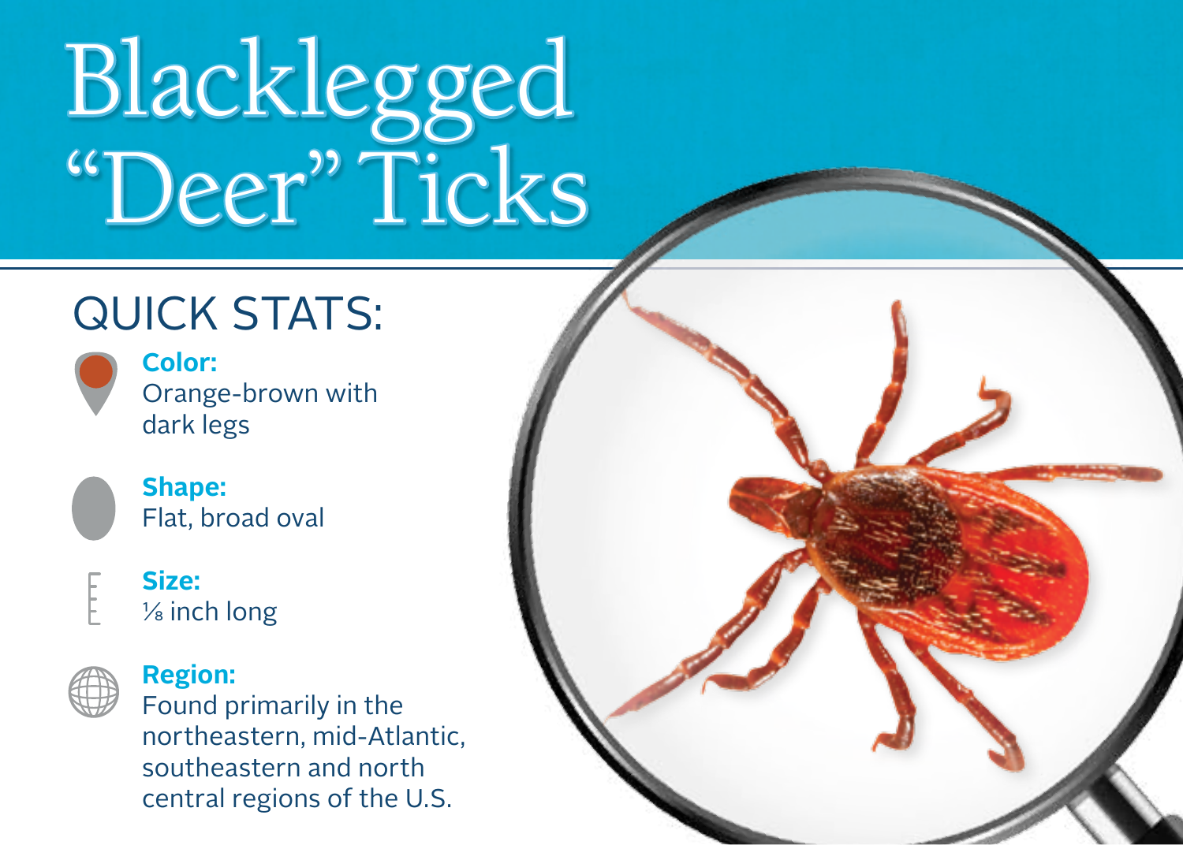# Blacklegged "Deer" Ticks

## QUICK STATS:

**Color:**
Orange-brown with dark legs

**Shape:**
Flat, broad oval

**Size:**
⅛ inch long

**Region:**
Found primarily in the northeastern, mid-Atlantic, southeastern and north central regions of the U.S.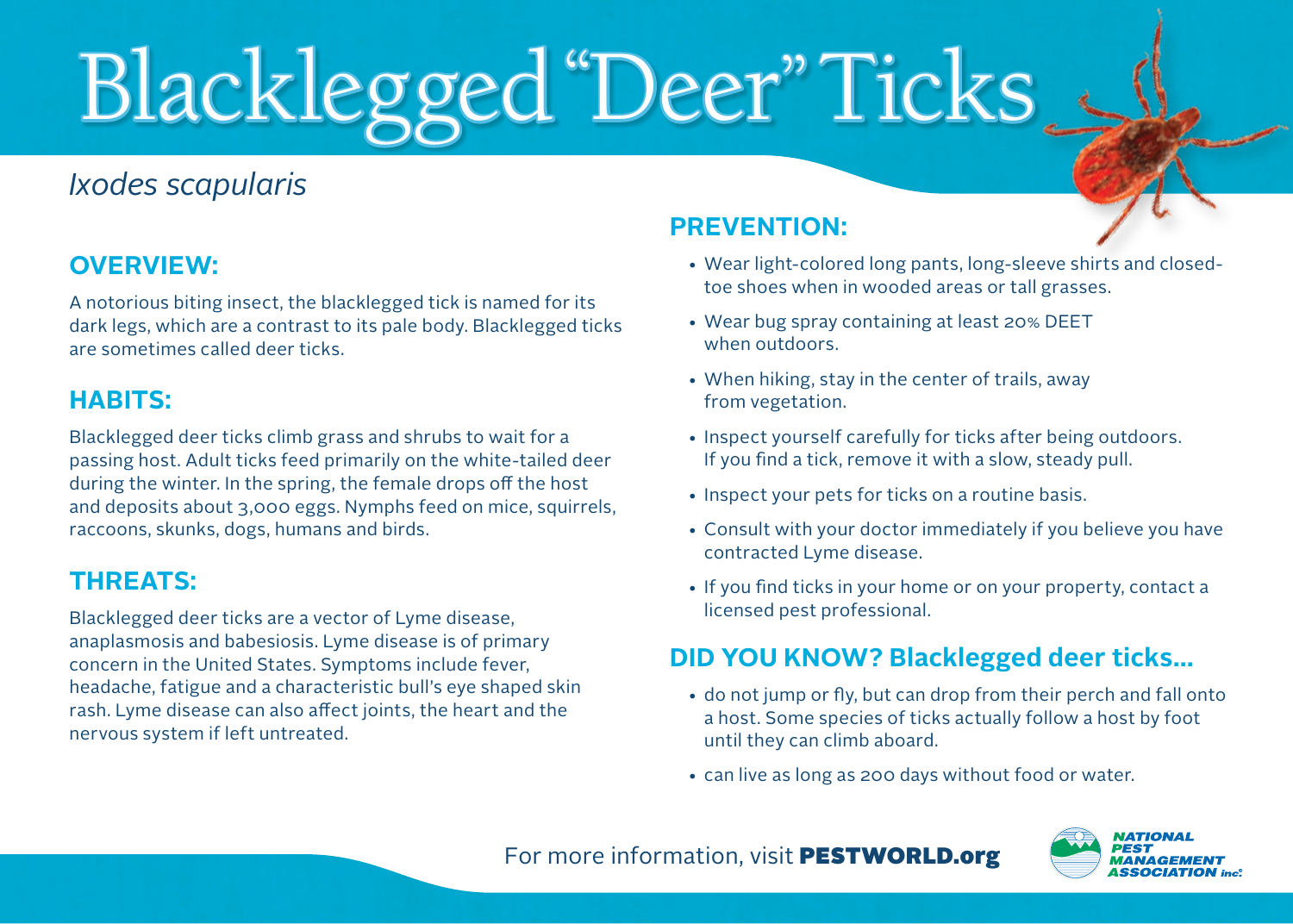# Blacklegged "Deer" Ticks

*Ixodes scapularis*

## OVERVIEW:

A notorious biting insect, the blacklegged tick is named for its dark legs, which are a contrast to its pale body. Blacklegged ticks are sometimes called deer ticks.

## HABITS:

Blacklegged deer ticks climb grass and shrubs to wait for a passing host. Adult ticks feed primarily on the white-tailed deer during the winter. In the spring, the female drops off the host and deposits about 3,000 eggs. Nymphs feed on mice, squirrels, raccoons, skunks, dogs, humans and birds.

## THREATS:

Blacklegged deer ticks are a vector of Lyme disease, anaplasmosis and babesiosis. Lyme disease is of primary concern in the United States. Symptoms include fever, headache, fatigue and a characteristic bull's eye shaped skin rash. Lyme disease can also affect joints, the heart and the nervous system if left untreated.

## PREVENTION:

- Wear light-colored long pants, long-sleeve shirts and closed-toe shoes when in wooded areas or tall grasses.
- Wear bug spray containing at least 20% DEET when outdoors.
- When hiking, stay in the center of trails, away from vegetation.
- Inspect yourself carefully for ticks after being outdoors. If you find a tick, remove it with a slow, steady pull.
- Inspect your pets for ticks on a routine basis.
- Consult with your doctor immediately if you believe you have contracted Lyme disease.
- If you find ticks in your home or on your property, contact a licensed pest professional.

## DID YOU KNOW? Blacklegged deer ticks...

- do not jump or fly, but can drop from their perch and fall onto a host. Some species of ticks actually follow a host by foot until they can climb aboard.
- can live as long as 200 days without food or water.

For more information, visit **PESTWORLD.org**

NATIONAL PEST MANAGEMENT ASSOCIATION inc.